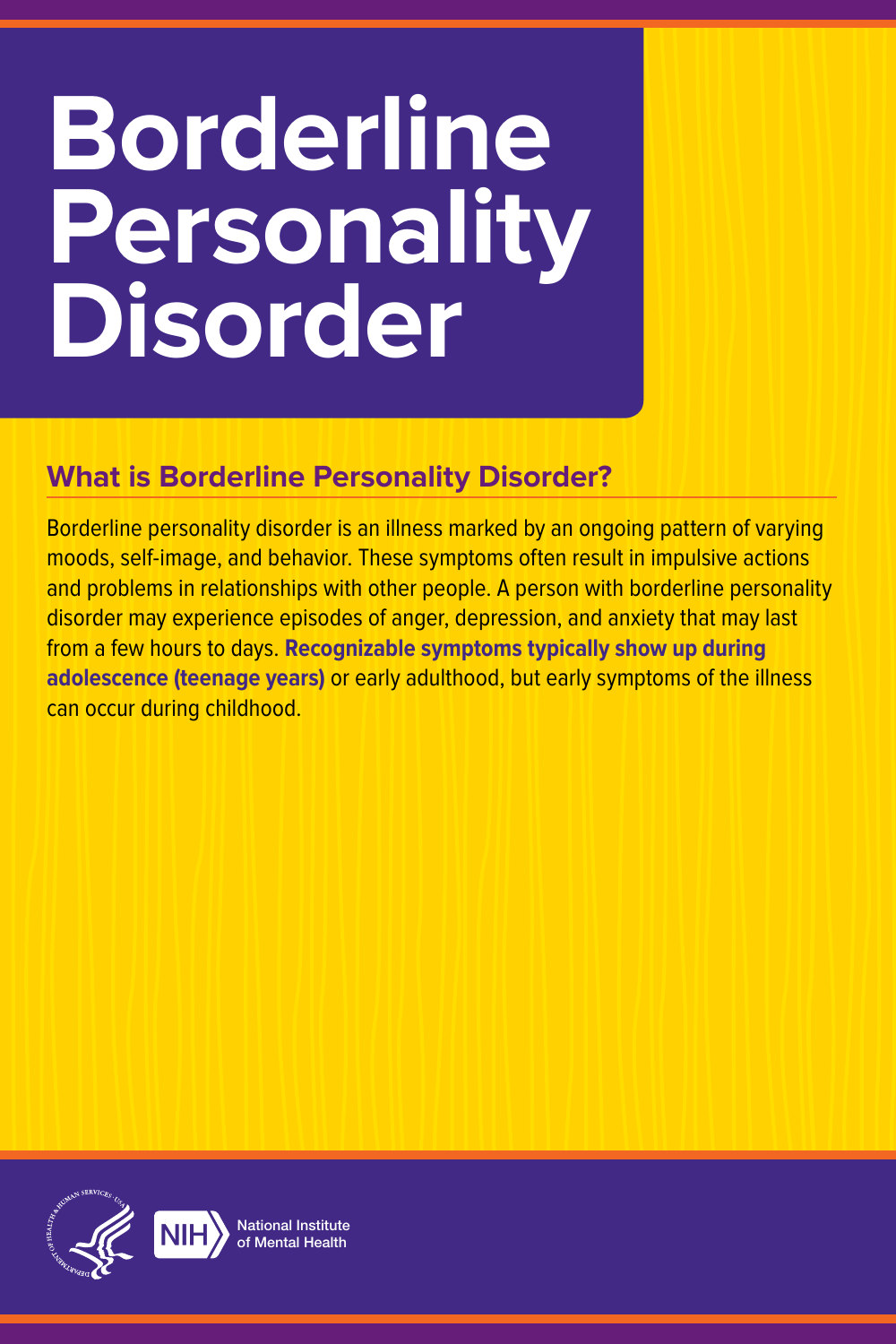# Borderline Personality Disorder

## What is Borderline Personality Disorder?

Borderline personality disorder is an illness marked by an ongoing pattern of varying moods, self-image, and behavior. These symptoms often result in impulsive actions and problems in relationships with other people. A person with borderline personality disorder may experience episodes of anger, depression, and anxiety that may last from a few hours to days. **Recognizable symptoms typically show up during adolescence (teenage years)** or early adulthood, but early symptoms of the illness can occur during childhood.

NIH National Institute of Mental Health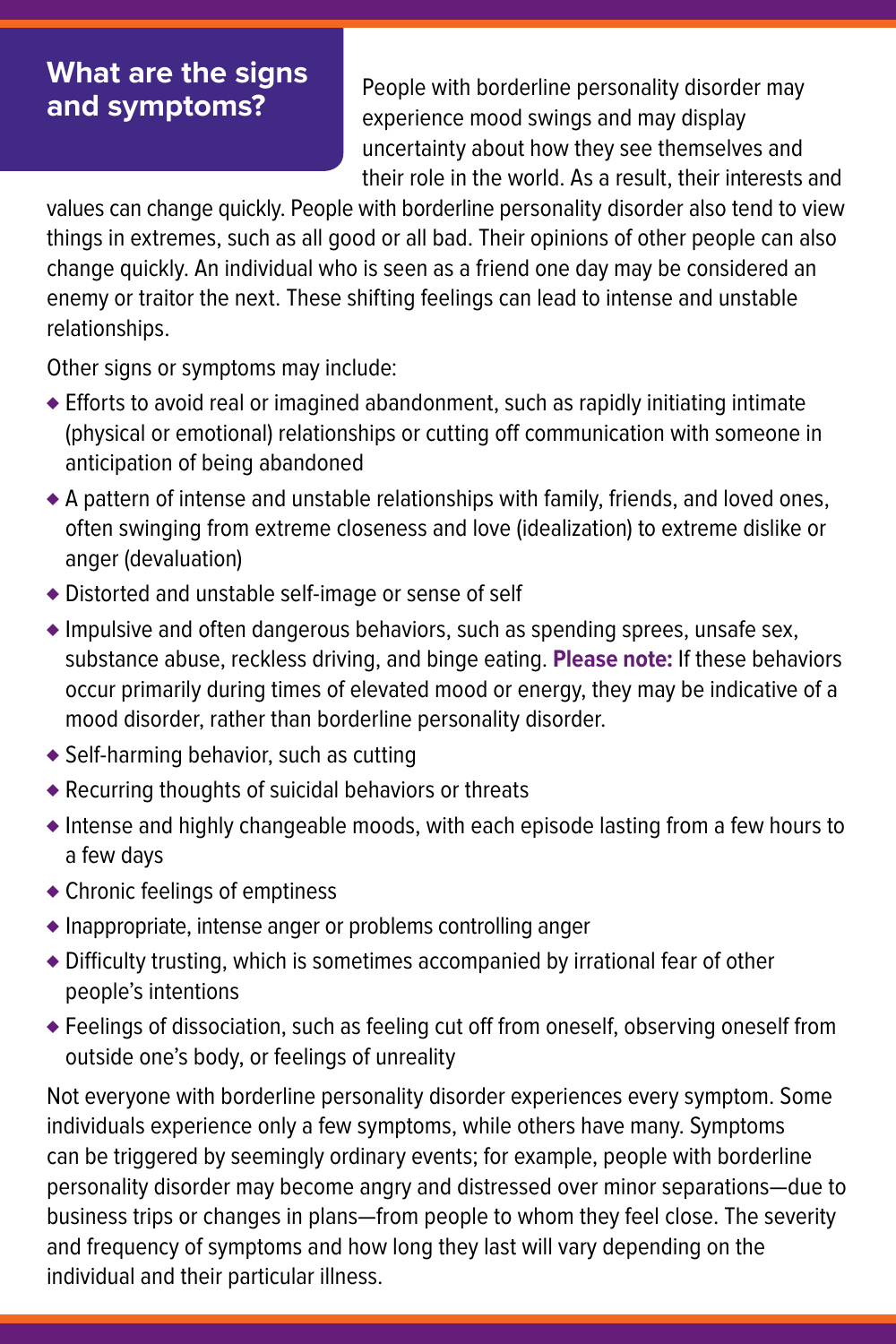## What are the signs and symptoms?

People with borderline personality disorder may experience mood swings and may display uncertainty about how they see themselves and their role in the world. As a result, their interests and values can change quickly. People with borderline personality disorder also tend to view things in extremes, such as all good or all bad. Their opinions of other people can also change quickly. An individual who is seen as a friend one day may be considered an enemy or traitor the next. These shifting feelings can lead to intense and unstable relationships.

Other signs or symptoms may include:

- Efforts to avoid real or imagined abandonment, such as rapidly initiating intimate (physical or emotional) relationships or cutting off communication with someone in anticipation of being abandoned
- A pattern of intense and unstable relationships with family, friends, and loved ones, often swinging from extreme closeness and love (idealization) to extreme dislike or anger (devaluation)
- Distorted and unstable self-image or sense of self
- Impulsive and often dangerous behaviors, such as spending sprees, unsafe sex, substance abuse, reckless driving, and binge eating. **Please note:** If these behaviors occur primarily during times of elevated mood or energy, they may be indicative of a mood disorder, rather than borderline personality disorder.
- Self-harming behavior, such as cutting
- Recurring thoughts of suicidal behaviors or threats
- Intense and highly changeable moods, with each episode lasting from a few hours to a few days
- Chronic feelings of emptiness
- Inappropriate, intense anger or problems controlling anger
- Difficulty trusting, which is sometimes accompanied by irrational fear of other people's intentions
- Feelings of dissociation, such as feeling cut off from oneself, observing oneself from outside one's body, or feelings of unreality

Not everyone with borderline personality disorder experiences every symptom. Some individuals experience only a few symptoms, while others have many. Symptoms can be triggered by seemingly ordinary events; for example, people with borderline personality disorder may become angry and distressed over minor separations—due to business trips or changes in plans—from people to whom they feel close. The severity and frequency of symptoms and how long they last will vary depending on the individual and their particular illness.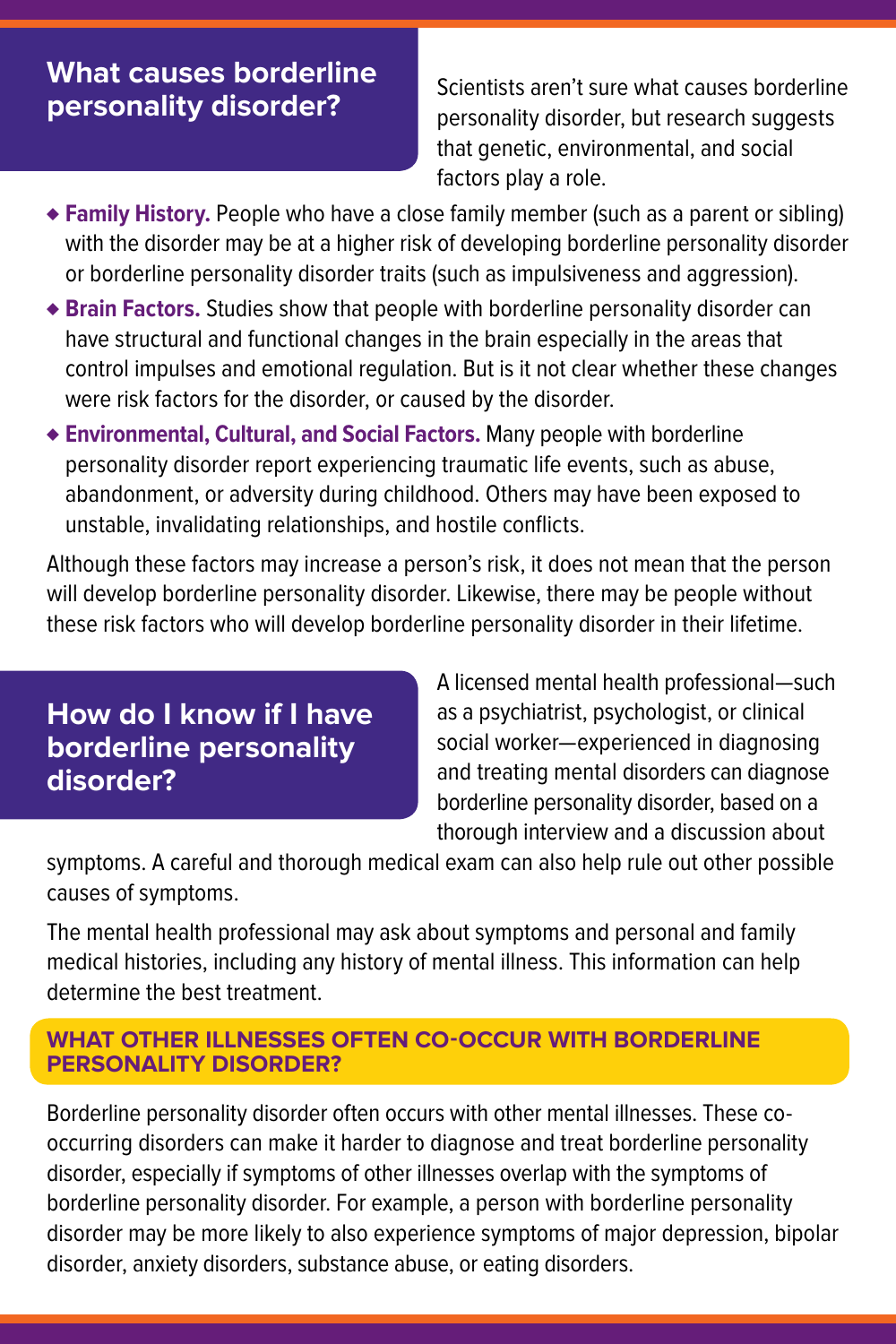## What causes borderline personality disorder?

Scientists aren't sure what causes borderline personality disorder, but research suggests that genetic, environmental, and social factors play a role.

- **Family History.** People who have a close family member (such as a parent or sibling) with the disorder may be at a higher risk of developing borderline personality disorder or borderline personality disorder traits (such as impulsiveness and aggression).
- **Brain Factors.** Studies show that people with borderline personality disorder can have structural and functional changes in the brain especially in the areas that control impulses and emotional regulation. But is it not clear whether these changes were risk factors for the disorder, or caused by the disorder.
- **Environmental, Cultural, and Social Factors.** Many people with borderline personality disorder report experiencing traumatic life events, such as abuse, abandonment, or adversity during childhood. Others may have been exposed to unstable, invalidating relationships, and hostile conflicts.

Although these factors may increase a person's risk, it does not mean that the person will develop borderline personality disorder. Likewise, there may be people without these risk factors who will develop borderline personality disorder in their lifetime.

## How do I know if I have borderline personality disorder?

A licensed mental health professional—such as a psychiatrist, psychologist, or clinical social worker—experienced in diagnosing and treating mental disorders can diagnose borderline personality disorder, based on a thorough interview and a discussion about symptoms. A careful and thorough medical exam can also help rule out other possible causes of symptoms.

The mental health professional may ask about symptoms and personal and family medical histories, including any history of mental illness. This information can help determine the best treatment.

### WHAT OTHER ILLNESSES OFTEN CO-OCCUR WITH BORDERLINE PERSONALITY DISORDER?

Borderline personality disorder often occurs with other mental illnesses. These co-occurring disorders can make it harder to diagnose and treat borderline personality disorder, especially if symptoms of other illnesses overlap with the symptoms of borderline personality disorder. For example, a person with borderline personality disorder may be more likely to also experience symptoms of major depression, bipolar disorder, anxiety disorders, substance abuse, or eating disorders.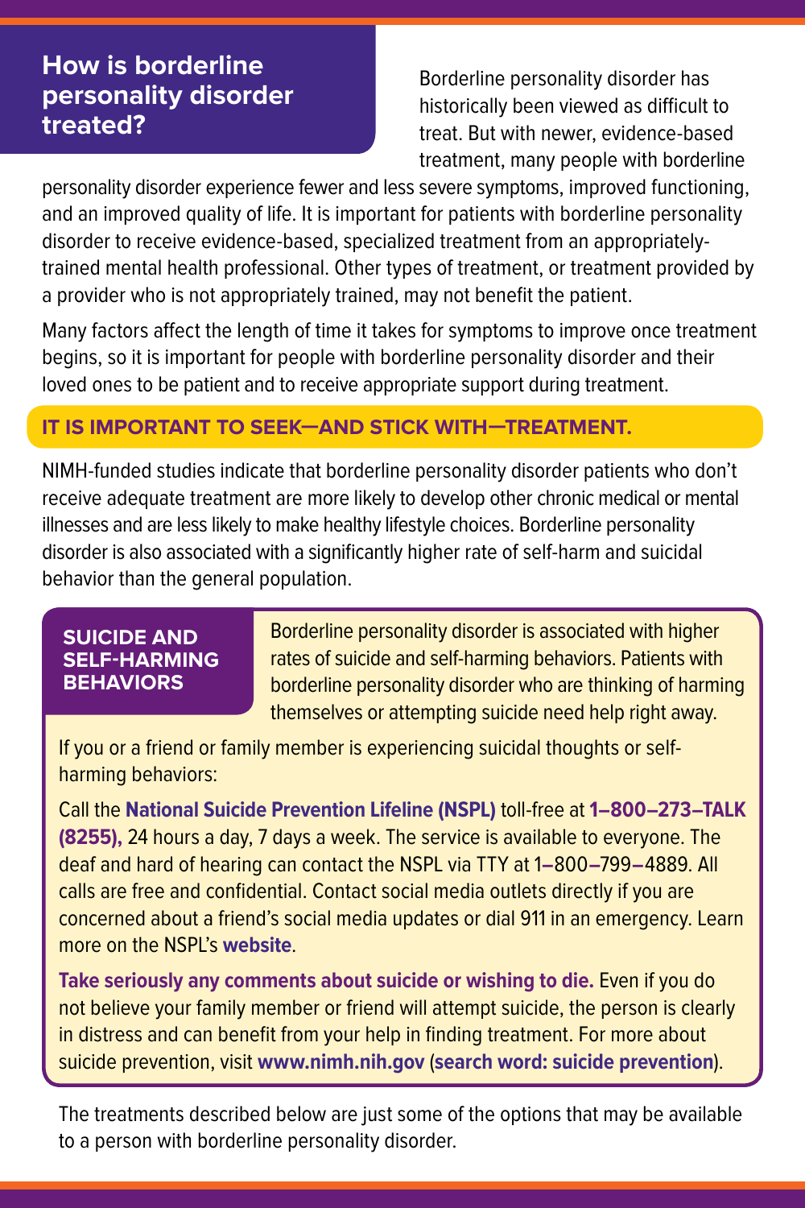## How is borderline personality disorder treated?

Borderline personality disorder has historically been viewed as difficult to treat. But with newer, evidence-based treatment, many people with borderline personality disorder experience fewer and less severe symptoms, improved functioning, and an improved quality of life. It is important for patients with borderline personality disorder to receive evidence-based, specialized treatment from an appropriately-trained mental health professional. Other types of treatment, or treatment provided by a provider who is not appropriately trained, may not benefit the patient.

Many factors affect the length of time it takes for symptoms to improve once treatment begins, so it is important for people with borderline personality disorder and their loved ones to be patient and to receive appropriate support during treatment.

### IT IS IMPORTANT TO SEEK—AND STICK WITH—TREATMENT.

NIMH-funded studies indicate that borderline personality disorder patients who don't receive adequate treatment are more likely to develop other chronic medical or mental illnesses and are less likely to make healthy lifestyle choices. Borderline personality disorder is also associated with a significantly higher rate of self-harm and suicidal behavior than the general population.

### SUICIDE AND SELF-HARMING BEHAVIORS

Borderline personality disorder is associated with higher rates of suicide and self-harming behaviors. Patients with borderline personality disorder who are thinking of harming themselves or attempting suicide need help right away.

If you or a friend or family member is experiencing suicidal thoughts or self-harming behaviors:

Call the **National Suicide Prevention Lifeline (NSPL)** toll-free at **1–800–273–TALK (8255),** 24 hours a day, 7 days a week. The service is available to everyone. The deaf and hard of hearing can contact the NSPL via TTY at 1–800–799–4889. All calls are free and confidential. Contact social media outlets directly if you are concerned about a friend's social media updates or dial 911 in an emergency. Learn more on the NSPL's **website**.

**Take seriously any comments about suicide or wishing to die.** Even if you do not believe your family member or friend will attempt suicide, the person is clearly in distress and can benefit from your help in finding treatment. For more about suicide prevention, visit **www.nimh.nih.gov** (**search word: suicide prevention**).

The treatments described below are just some of the options that may be available to a person with borderline personality disorder.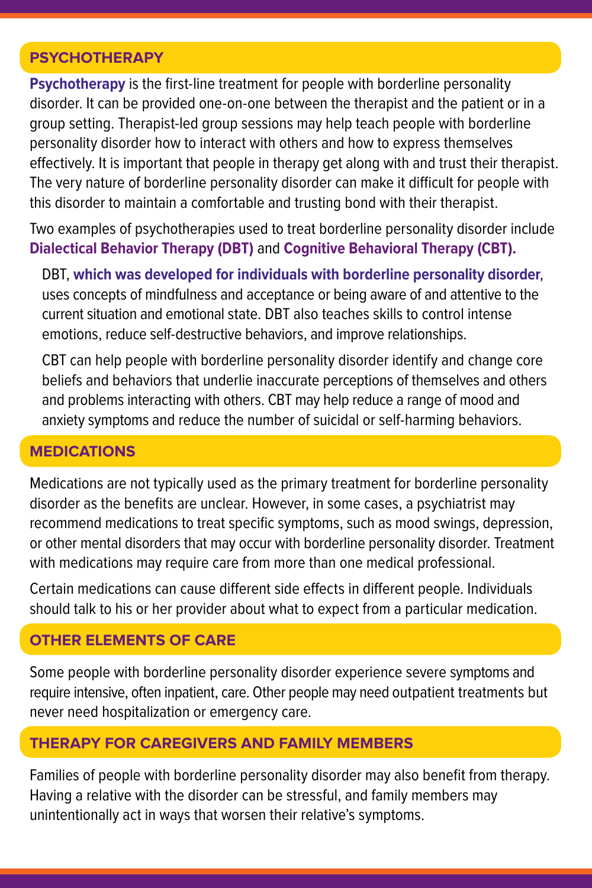## PSYCHOTHERAPY

**Psychotherapy** is the first-line treatment for people with borderline personality disorder. It can be provided one-on-one between the therapist and the patient or in a group setting. Therapist-led group sessions may help teach people with borderline personality disorder how to interact with others and how to express themselves effectively. It is important that people in therapy get along with and trust their therapist. The very nature of borderline personality disorder can make it difficult for people with this disorder to maintain a comfortable and trusting bond with their therapist.

Two examples of psychotherapies used to treat borderline personality disorder include **Dialectical Behavior Therapy (DBT)** and **Cognitive Behavioral Therapy (CBT).**

DBT, **which was developed for individuals with borderline personality disorder**, uses concepts of mindfulness and acceptance or being aware of and attentive to the current situation and emotional state. DBT also teaches skills to control intense emotions, reduce self-destructive behaviors, and improve relationships.

CBT can help people with borderline personality disorder identify and change core beliefs and behaviors that underlie inaccurate perceptions of themselves and others and problems interacting with others. CBT may help reduce a range of mood and anxiety symptoms and reduce the number of suicidal or self-harming behaviors.

## MEDICATIONS

Medications are not typically used as the primary treatment for borderline personality disorder as the benefits are unclear. However, in some cases, a psychiatrist may recommend medications to treat specific symptoms, such as mood swings, depression, or other mental disorders that may occur with borderline personality disorder. Treatment with medications may require care from more than one medical professional.

Certain medications can cause different side effects in different people. Individuals should talk to his or her provider about what to expect from a particular medication.

## OTHER ELEMENTS OF CARE

Some people with borderline personality disorder experience severe symptoms and require intensive, often inpatient, care. Other people may need outpatient treatments but never need hospitalization or emergency care.

## THERAPY FOR CAREGIVERS AND FAMILY MEMBERS

Families of people with borderline personality disorder may also benefit from therapy. Having a relative with the disorder can be stressful, and family members may unintentionally act in ways that worsen their relative's symptoms.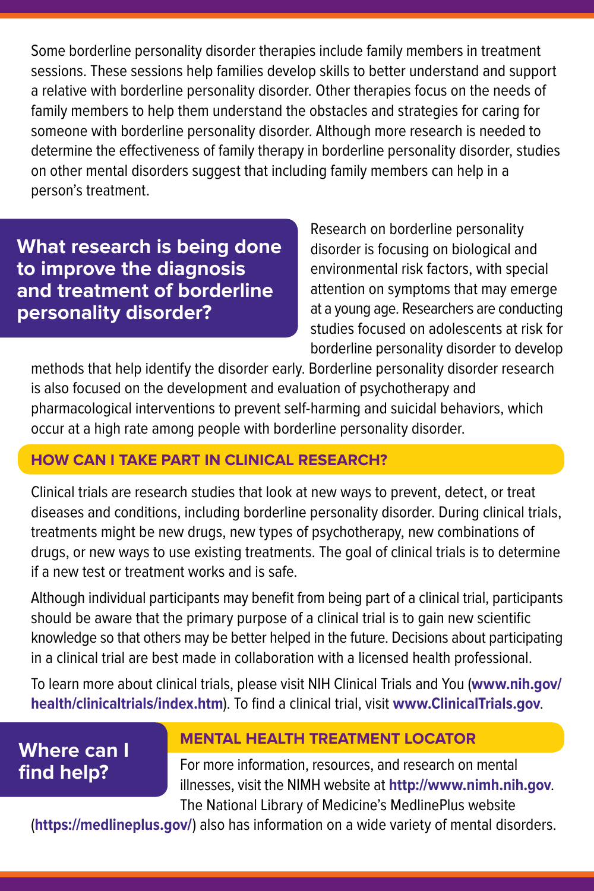Some borderline personality disorder therapies include family members in treatment sessions. These sessions help families develop skills to better understand and support a relative with borderline personality disorder. Other therapies focus on the needs of family members to help them understand the obstacles and strategies for caring for someone with borderline personality disorder. Although more research is needed to determine the effectiveness of family therapy in borderline personality disorder, studies on other mental disorders suggest that including family members can help in a person's treatment.

## What research is being done to improve the diagnosis and treatment of borderline personality disorder?

Research on borderline personality disorder is focusing on biological and environmental risk factors, with special attention on symptoms that may emerge at a young age. Researchers are conducting studies focused on adolescents at risk for borderline personality disorder to develop methods that help identify the disorder early. Borderline personality disorder research is also focused on the development and evaluation of psychotherapy and pharmacological interventions to prevent self-harming and suicidal behaviors, which occur at a high rate among people with borderline personality disorder.

### HOW CAN I TAKE PART IN CLINICAL RESEARCH?

Clinical trials are research studies that look at new ways to prevent, detect, or treat diseases and conditions, including borderline personality disorder. During clinical trials, treatments might be new drugs, new types of psychotherapy, new combinations of drugs, or new ways to use existing treatments. The goal of clinical trials is to determine if a new test or treatment works and is safe.

Although individual participants may benefit from being part of a clinical trial, participants should be aware that the primary purpose of a clinical trial is to gain new scientific knowledge so that others may be better helped in the future. Decisions about participating in a clinical trial are best made in collaboration with a licensed health professional.

To learn more about clinical trials, please visit NIH Clinical Trials and You (**www.nih.gov/health/clinicaltrials/index.htm**). To find a clinical trial, visit **www.ClinicalTrials.gov**.

## Where can I find help?

### MENTAL HEALTH TREATMENT LOCATOR

For more information, resources, and research on mental illnesses, visit the NIMH website at **http://www.nimh.nih.gov**. The National Library of Medicine's MedlinePlus website (**https://medlineplus.gov/**) also has information on a wide variety of mental disorders.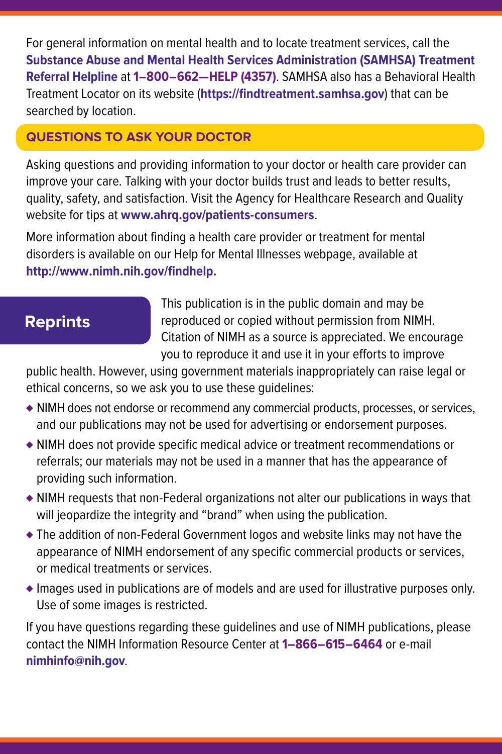For general information on mental health and to locate treatment services, call the **Substance Abuse and Mental Health Services Administration (SAMHSA) Treatment Referral Helpline** at **1–800–662—HELP (4357)**. SAMHSA also has a Behavioral Health Treatment Locator on its website (**https://findtreatment.samhsa.gov**) that can be searched by location.

## QUESTIONS TO ASK YOUR DOCTOR

Asking questions and providing information to your doctor or health care provider can improve your care. Talking with your doctor builds trust and leads to better results, quality, safety, and satisfaction. Visit the Agency for Healthcare Research and Quality website for tips at **www.ahrq.gov/patients-consumers**.

More information about finding a health care provider or treatment for mental disorders is available on our Help for Mental Illnesses webpage, available at **http://www.nimh.nih.gov/findhelp.**

## Reprints

This publication is in the public domain and may be reproduced or copied without permission from NIMH. Citation of NIMH as a source is appreciated. We encourage you to reproduce it and use it in your efforts to improve public health. However, using government materials inappropriately can raise legal or ethical concerns, so we ask you to use these guidelines:

- NIMH does not endorse or recommend any commercial products, processes, or services, and our publications may not be used for advertising or endorsement purposes.
- NIMH does not provide specific medical advice or treatment recommendations or referrals; our materials may not be used in a manner that has the appearance of providing such information.
- NIMH requests that non-Federal organizations not alter our publications in ways that will jeopardize the integrity and "brand" when using the publication.
- The addition of non-Federal Government logos and website links may not have the appearance of NIMH endorsement of any specific commercial products or services, or medical treatments or services.
- Images used in publications are of models and are used for illustrative purposes only. Use of some images is restricted.

If you have questions regarding these guidelines and use of NIMH publications, please contact the NIMH Information Resource Center at **1–866–615–6464** or e-mail **nimhinfo@nih.gov**.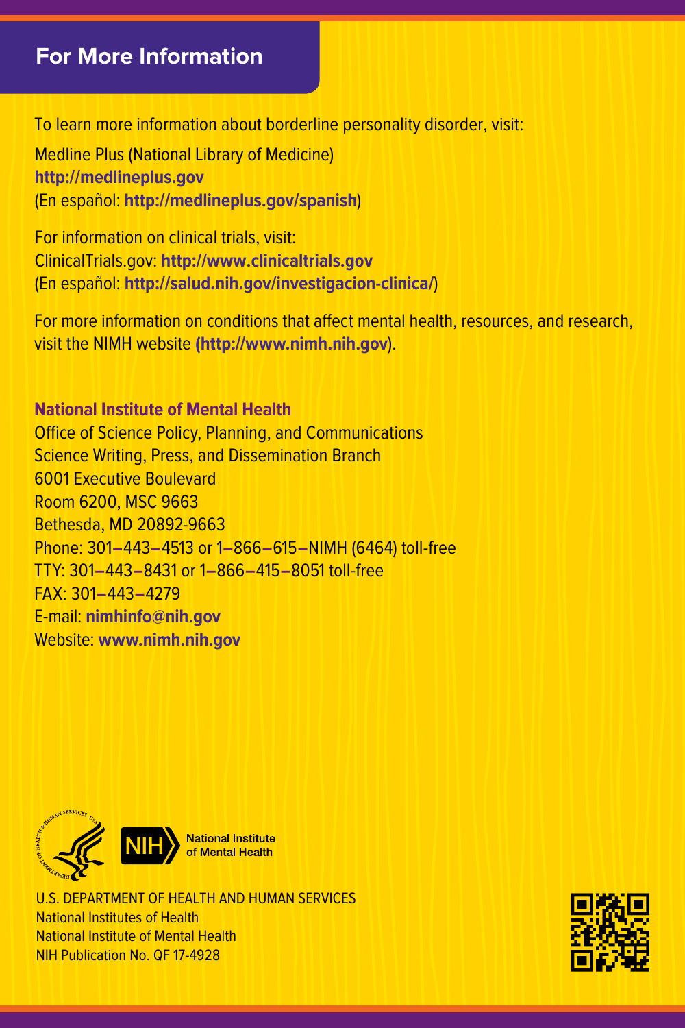## For More Information

To learn more information about borderline personality disorder, visit:

Medline Plus (National Library of Medicine)
**http://medlineplus.gov**
(En español: **http://medlineplus.gov/spanish**)

For information on clinical trials, visit:
ClinicalTrials.gov: **http://www.clinicaltrials.gov**
(En español: **http://salud.nih.gov/investigacion-clinica/**)

For more information on conditions that affect mental health, resources, and research, visit the NIMH website **(http://www.nimh.nih.gov)**.

**National Institute of Mental Health**
Office of Science Policy, Planning, and Communications
Science Writing, Press, and Dissemination Branch
6001 Executive Boulevard
Room 6200, MSC 9663
Bethesda, MD 20892-9663
Phone: 301–443–4513 or 1–866–615–NIMH (6464) toll-free
TTY: 301–443–8431 or 1–866–415–8051 toll-free
FAX: 301–443–4279
E-mail: **nimhinfo@nih.gov**
Website: **www.nimh.nih.gov**

NIH National Institute of Mental Health

U.S. DEPARTMENT OF HEALTH AND HUMAN SERVICES
National Institutes of Health
National Institute of Mental Health
NIH Publication No. QF 17-4928